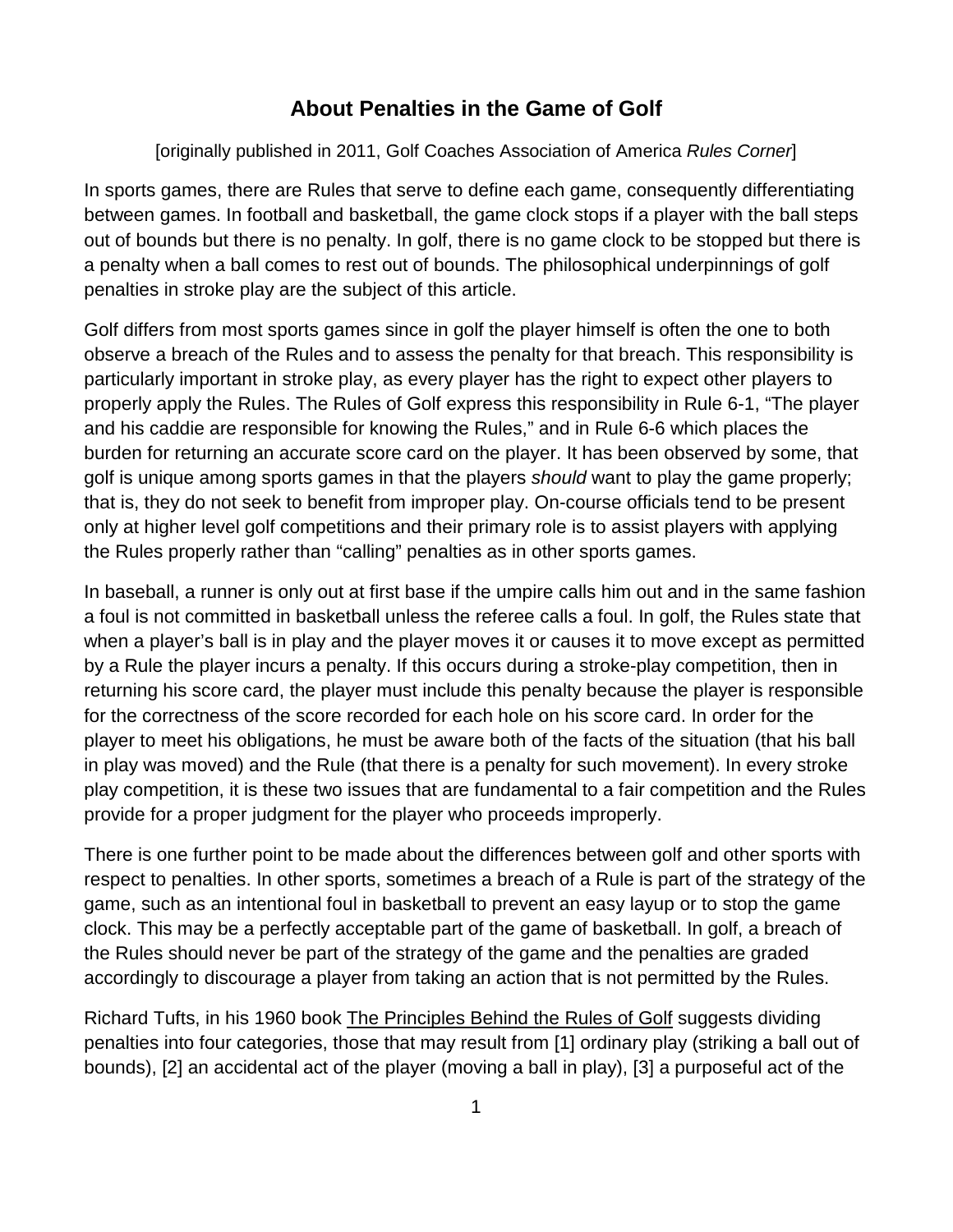# About Penalties in the Game of Golf

[originally published in 2011, Golf Coaches Association of America *Rules Corner*]

In sports games, there are Rules that serve to define each game, consequently differentiating between games. In football and basketball, the game clock stops if a player with the ball steps out of bounds but there is no penalty. In golf, there is no game clock to be stopped but there is a penalty when a ball comes to rest out of bounds. The philosophical underpinnings of golf penalties in stroke play are the subject of this article.

Golf differs from most sports games since in golf the player himself is often the one to both observe a breach of the Rules and to assess the penalty for that breach. This responsibility is particularly important in stroke play, as every player has the right to expect other players to properly apply the Rules. The Rules of Golf express this responsibility in Rule 6-1, "The player and his caddie are responsible for knowing the Rules," and in Rule 6-6 which places the burden for returning an accurate score card on the player. It has been observed by some, that golf is unique among sports games in that the players *should* want to play the game properly; that is, they do not seek to benefit from improper play. On-course officials tend to be present only at higher level golf competitions and their primary role is to assist players with applying the Rules properly rather than "calling" penalties as in other sports games.

In baseball, a runner is only out at first base if the umpire calls him out and in the same fashion a foul is not committed in basketball unless the referee calls a foul. In golf, the Rules state that when a player's ball is in play and the player moves it or causes it to move except as permitted by a Rule the player incurs a penalty. If this occurs during a stroke-play competition, then in returning his score card, the player must include this penalty because the player is responsible for the correctness of the score recorded for each hole on his score card. In order for the player to meet his obligations, he must be aware both of the facts of the situation (that his ball in play was moved) and the Rule (that there is a penalty for such movement). In every stroke play competition, it is these two issues that are fundamental to a fair competition and the Rules provide for a proper judgment for the player who proceeds improperly.

There is one further point to be made about the differences between golf and other sports with respect to penalties. In other sports, sometimes a breach of a Rule is part of the strategy of the game, such as an intentional foul in basketball to prevent an easy layup or to stop the game clock. This may be a perfectly acceptable part of the game of basketball. In golf, a breach of the Rules should never be part of the strategy of the game and the penalties are graded accordingly to discourage a player from taking an action that is not permitted by the Rules.

Richard Tufts, in his 1960 book The Principles Behind the Rules of Golf suggests dividing penalties into four categories, those that may result from [1] ordinary play (striking a ball out of bounds), [2] an accidental act of the player (moving a ball in play), [3] a purposeful act of the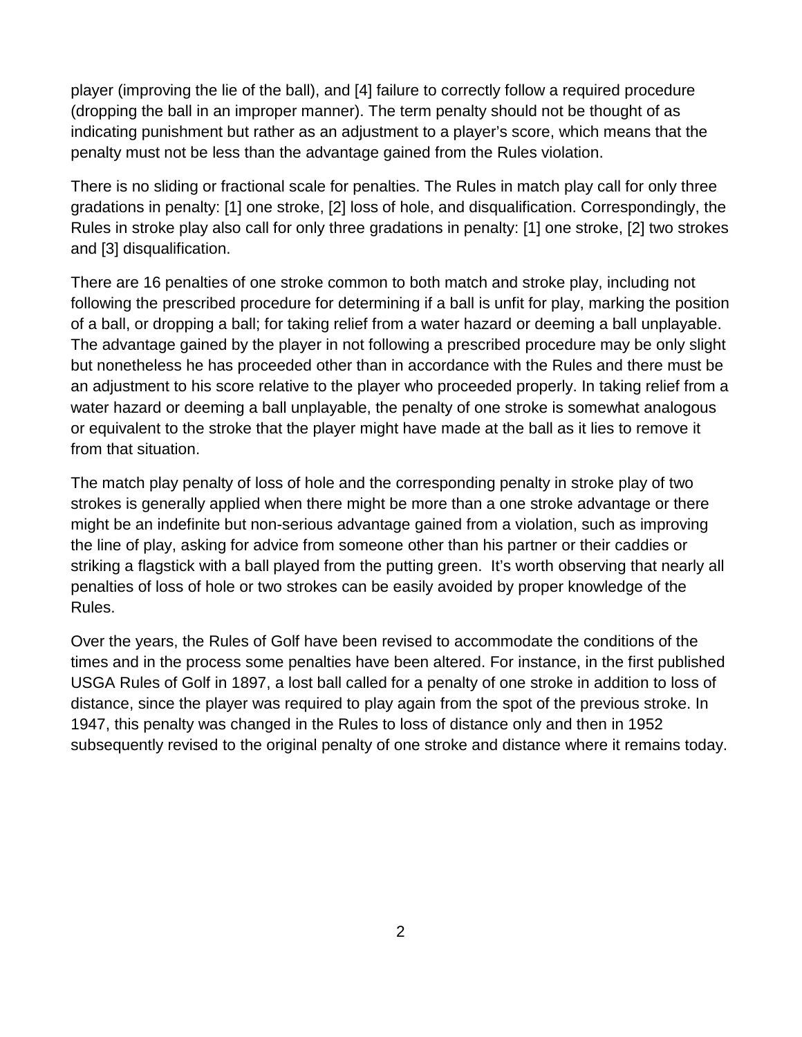player (improving the lie of the ball), and [4] failure to correctly follow a required procedure (dropping the ball in an improper manner). The term penalty should not be thought of as indicating punishment but rather as an adjustment to a player's score, which means that the penalty must not be less than the advantage gained from the Rules violation.

There is no sliding or fractional scale for penalties. The Rules in match play call for only three gradations in penalty: [1] one stroke, [2] loss of hole, and disqualification. Correspondingly, the Rules in stroke play also call for only three gradations in penalty: [1] one stroke, [2] two strokes and [3] disqualification.

There are 16 penalties of one stroke common to both match and stroke play, including not following the prescribed procedure for determining if a ball is unfit for play, marking the position of a ball, or dropping a ball; for taking relief from a water hazard or deeming a ball unplayable. The advantage gained by the player in not following a prescribed procedure may be only slight but nonetheless he has proceeded other than in accordance with the Rules and there must be an adjustment to his score relative to the player who proceeded properly. In taking relief from a water hazard or deeming a ball unplayable, the penalty of one stroke is somewhat analogous or equivalent to the stroke that the player might have made at the ball as it lies to remove it from that situation.

The match play penalty of loss of hole and the corresponding penalty in stroke play of two strokes is generally applied when there might be more than a one stroke advantage or there might be an indefinite but non-serious advantage gained from a violation, such as improving the line of play, asking for advice from someone other than his partner or their caddies or striking a flagstick with a ball played from the putting green. It's worth observing that nearly all penalties of loss of hole or two strokes can be easily avoided by proper knowledge of the Rules.

Over the years, the Rules of Golf have been revised to accommodate the conditions of the times and in the process some penalties have been altered. For instance, in the first published USGA Rules of Golf in 1897, a lost ball called for a penalty of one stroke in addition to loss of distance, since the player was required to play again from the spot of the previous stroke. In 1947, this penalty was changed in the Rules to loss of distance only and then in 1952 subsequently revised to the original penalty of one stroke and distance where it remains today.